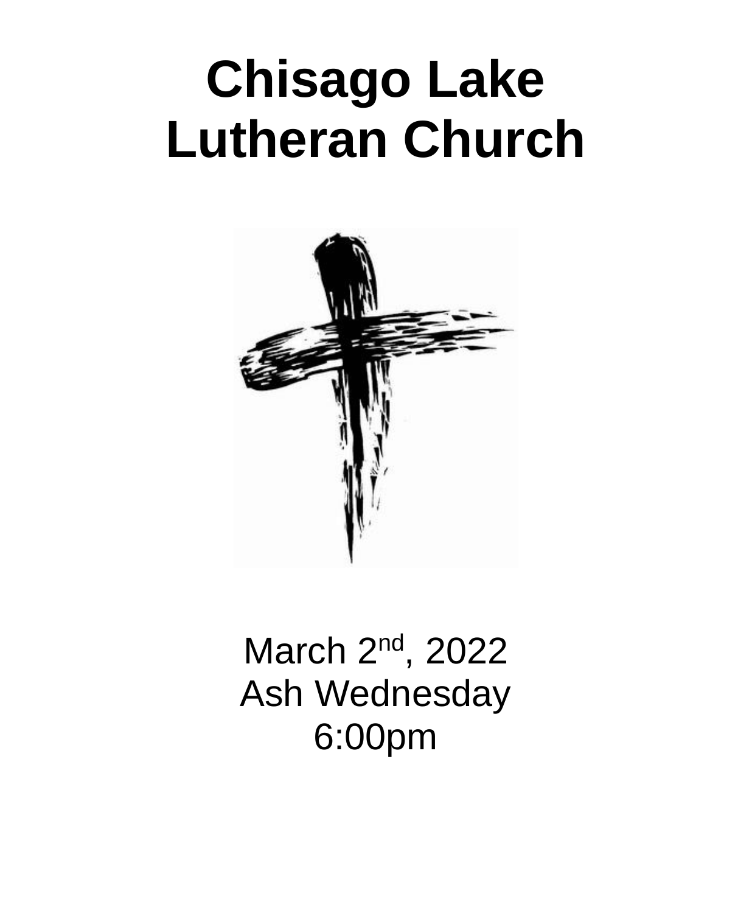# Chisago Lake Lutheran Church

March 2nd, 2022

Ash Wednesday

6:00pm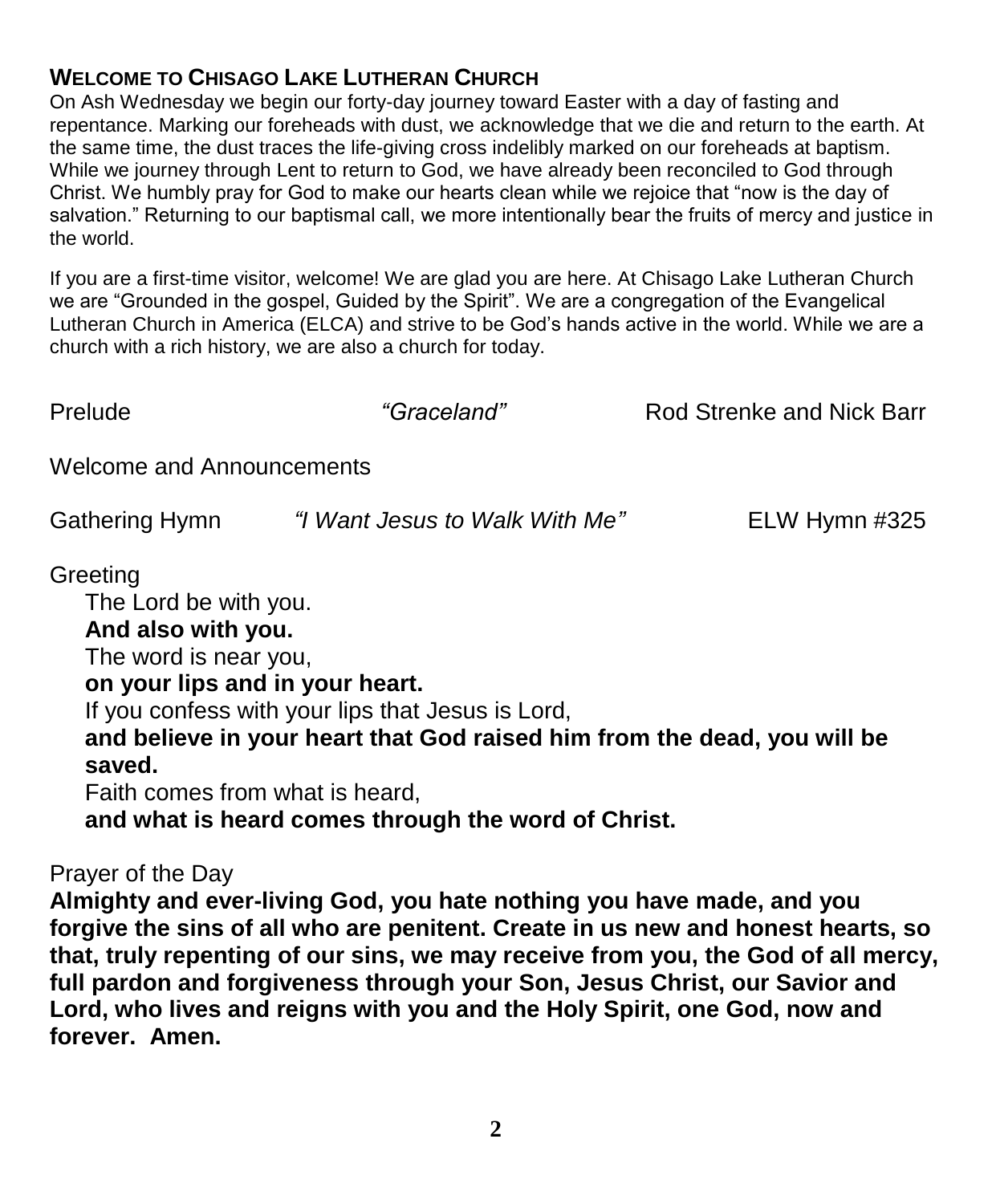## WELCOME TO CHISAGO LAKE LUTHERAN CHURCH

On Ash Wednesday we begin our forty-day journey toward Easter with a day of fasting and repentance. Marking our foreheads with dust, we acknowledge that we die and return to the earth. At the same time, the dust traces the life-giving cross indelibly marked on our foreheads at baptism. While we journey through Lent to return to God, we have already been reconciled to God through Christ. We humbly pray for God to make our hearts clean while we rejoice that "now is the day of salvation." Returning to our baptismal call, we more intentionally bear the fruits of mercy and justice in the world.

If you are a first-time visitor, welcome! We are glad you are here. At Chisago Lake Lutheran Church we are "Grounded in the gospel, Guided by the Spirit". We are a congregation of the Evangelical Lutheran Church in America (ELCA) and strive to be God's hands active in the world. While we are a church with a rich history, we are also a church for today.

Prelude *"Graceland"* Rod Strenke and Nick Barr

Welcome and Announcements

Gathering Hymn *"I Want Jesus to Walk With Me"* ELW Hymn #325

Greeting

The Lord be with you.
**And also with you.**
The word is near you,
**on your lips and in your heart.**
If you confess with your lips that Jesus is Lord,
**and believe in your heart that God raised him from the dead, you will be saved.**
Faith comes from what is heard,
**and what is heard comes through the word of Christ.**

Prayer of the Day

**Almighty and ever-living God, you hate nothing you have made, and you forgive the sins of all who are penitent. Create in us new and honest hearts, so that, truly repenting of our sins, we may receive from you, the God of all mercy, full pardon and forgiveness through your Son, Jesus Christ, our Savior and Lord, who lives and reigns with you and the Holy Spirit, one God, now and forever. Amen.**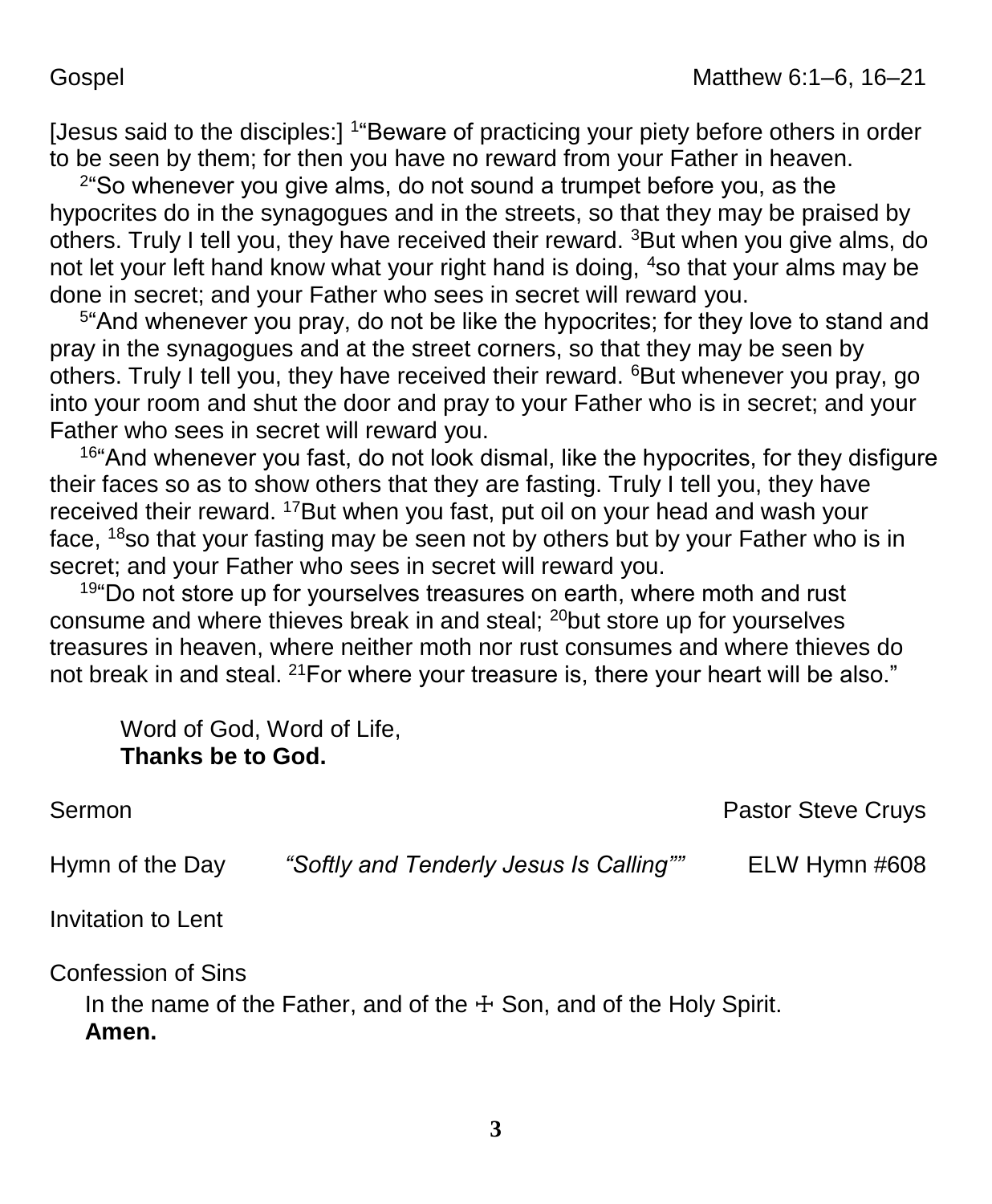Gospel Matthew 6:1–6, 16–21

[Jesus said to the disciples:] [1]"Beware of practicing your piety before others in order to be seen by them; for then you have no reward from your Father in heaven.

[2]"So whenever you give alms, do not sound a trumpet before you, as the hypocrites do in the synagogues and in the streets, so that they may be praised by others. Truly I tell you, they have received their reward. [3]But when you give alms, do not let your left hand know what your right hand is doing, [4]so that your alms may be done in secret; and your Father who sees in secret will reward you.

[5]"And whenever you pray, do not be like the hypocrites; for they love to stand and pray in the synagogues and at the street corners, so that they may be seen by others. Truly I tell you, they have received their reward. [6]But whenever you pray, go into your room and shut the door and pray to your Father who is in secret; and your Father who sees in secret will reward you.

[16]"And whenever you fast, do not look dismal, like the hypocrites, for they disfigure their faces so as to show others that they are fasting. Truly I tell you, they have received their reward. [17]But when you fast, put oil on your head and wash your face, [18]so that your fasting may be seen not by others but by your Father who is in secret; and your Father who sees in secret will reward you.

[19]"Do not store up for yourselves treasures on earth, where moth and rust consume and where thieves break in and steal; [20]but store up for yourselves treasures in heaven, where neither moth nor rust consumes and where thieves do not break in and steal. [21]For where your treasure is, there your heart will be also."

Word of God, Word of Life,
**Thanks be to God.**

Sermon Pastor Steve Cruys

Hymn of the Day *"Softly and Tenderly Jesus Is Calling""* ELW Hymn #608

Invitation to Lent

Confession of Sins

In the name of the Father, and of the ☩ Son, and of the Holy Spirit.
**Amen.**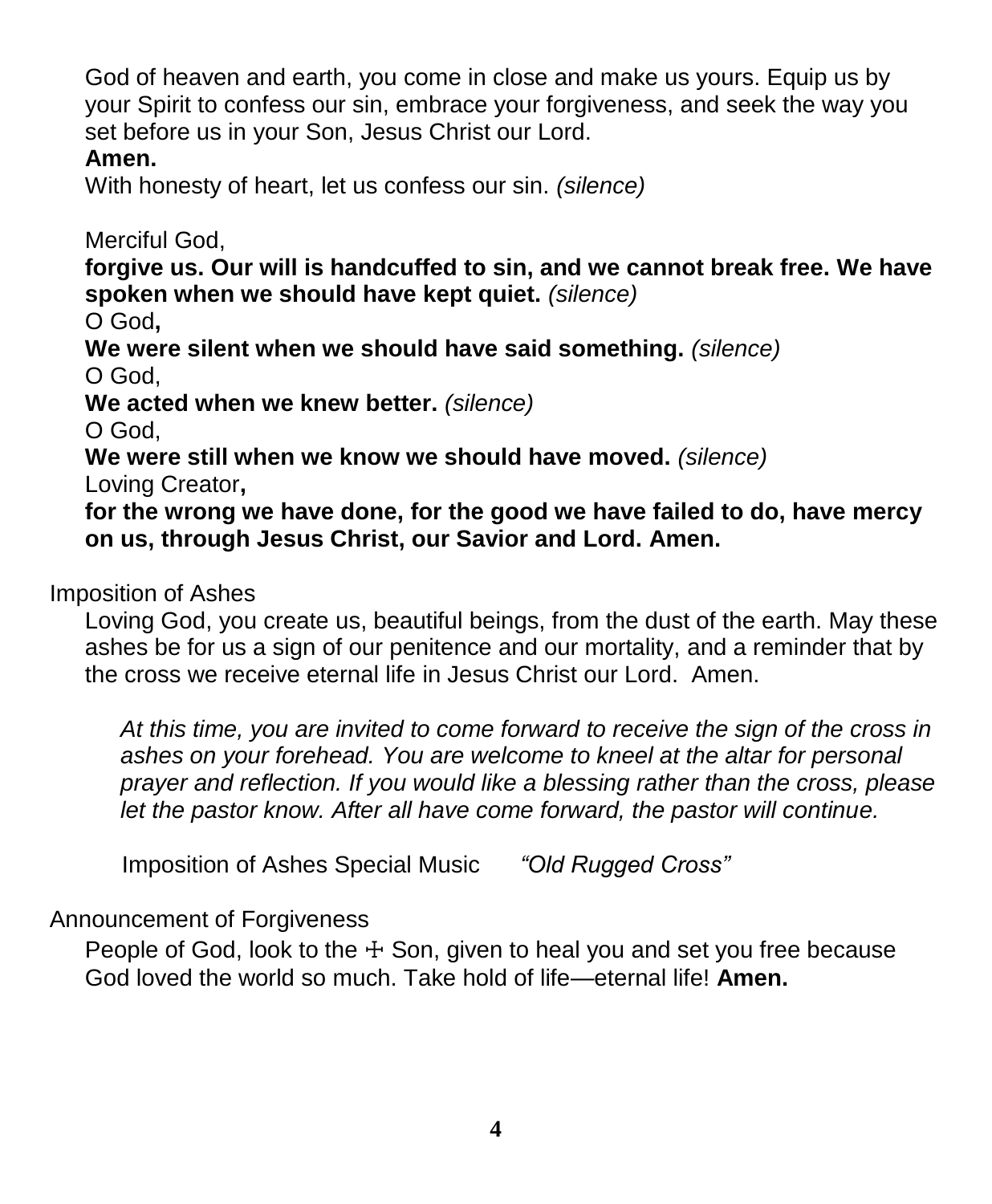God of heaven and earth, you come in close and make us yours. Equip us by your Spirit to confess our sin, embrace your forgiveness, and seek the way you set before us in your Son, Jesus Christ our Lord.

**Amen.**

With honesty of heart, let us confess our sin. *(silence)*

Merciful God,

**forgive us. Our will is handcuffed to sin, and we cannot break free. We have spoken when we should have kept quiet.** *(silence)*

O God**,**

**We were silent when we should have said something.** *(silence)*

O God,

**We acted when we knew better.** *(silence)*

O God,

**We were still when we know we should have moved.** *(silence)*

Loving Creator**,**

**for the wrong we have done, for the good we have failed to do, have mercy on us, through Jesus Christ, our Savior and Lord. Amen.**

Imposition of Ashes

Loving God, you create us, beautiful beings, from the dust of the earth. May these ashes be for us a sign of our penitence and our mortality, and a reminder that by the cross we receive eternal life in Jesus Christ our Lord. Amen.

*At this time, you are invited to come forward to receive the sign of the cross in ashes on your forehead. You are welcome to kneel at the altar for personal prayer and reflection. If you would like a blessing rather than the cross, please let the pastor know. After all have come forward, the pastor will continue.*

Imposition of Ashes Special Music *"Old Rugged Cross"*

Announcement of Forgiveness

People of God, look to the ☩ Son, given to heal you and set you free because God loved the world so much. Take hold of life—eternal life! **Amen.**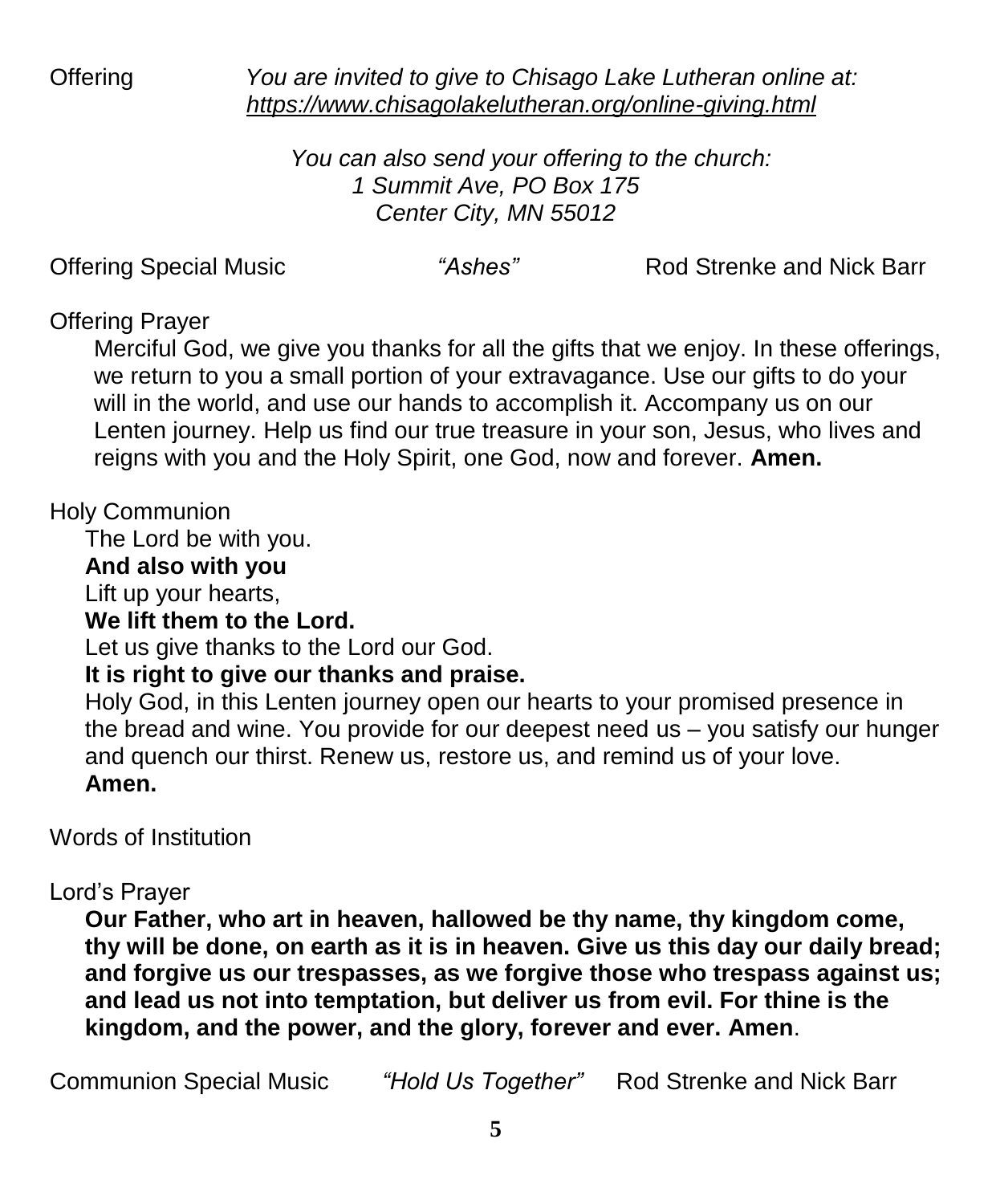Offering *You are invited to give to Chisago Lake Lutheran online at:* *https://www.chisagolakelutheran.org/online-giving.html*

*You can also send your offering to the church:*
*1 Summit Ave, PO Box 175*
*Center City, MN 55012*

Offering Special Music *"Ashes"* Rod Strenke and Nick Barr

Offering Prayer

Merciful God, we give you thanks for all the gifts that we enjoy. In these offerings, we return to you a small portion of your extravagance. Use our gifts to do your will in the world, and use our hands to accomplish it. Accompany us on our Lenten journey. Help us find our true treasure in your son, Jesus, who lives and reigns with you and the Holy Spirit, one God, now and forever. **Amen.**

Holy Communion

The Lord be with you.
**And also with you**
Lift up your hearts,
**We lift them to the Lord.**
Let us give thanks to the Lord our God.
**It is right to give our thanks and praise.**
Holy God, in this Lenten journey open our hearts to your promised presence in the bread and wine. You provide for our deepest need us – you satisfy our hunger and quench our thirst. Renew us, restore us, and remind us of your love.
**Amen.**

Words of Institution

Lord's Prayer

**Our Father, who art in heaven, hallowed be thy name, thy kingdom come, thy will be done, on earth as it is in heaven. Give us this day our daily bread; and forgive us our trespasses, as we forgive those who trespass against us; and lead us not into temptation, but deliver us from evil. For thine is the kingdom, and the power, and the glory, forever and ever. Amen**.

Communion Special Music *"Hold Us Together"* Rod Strenke and Nick Barr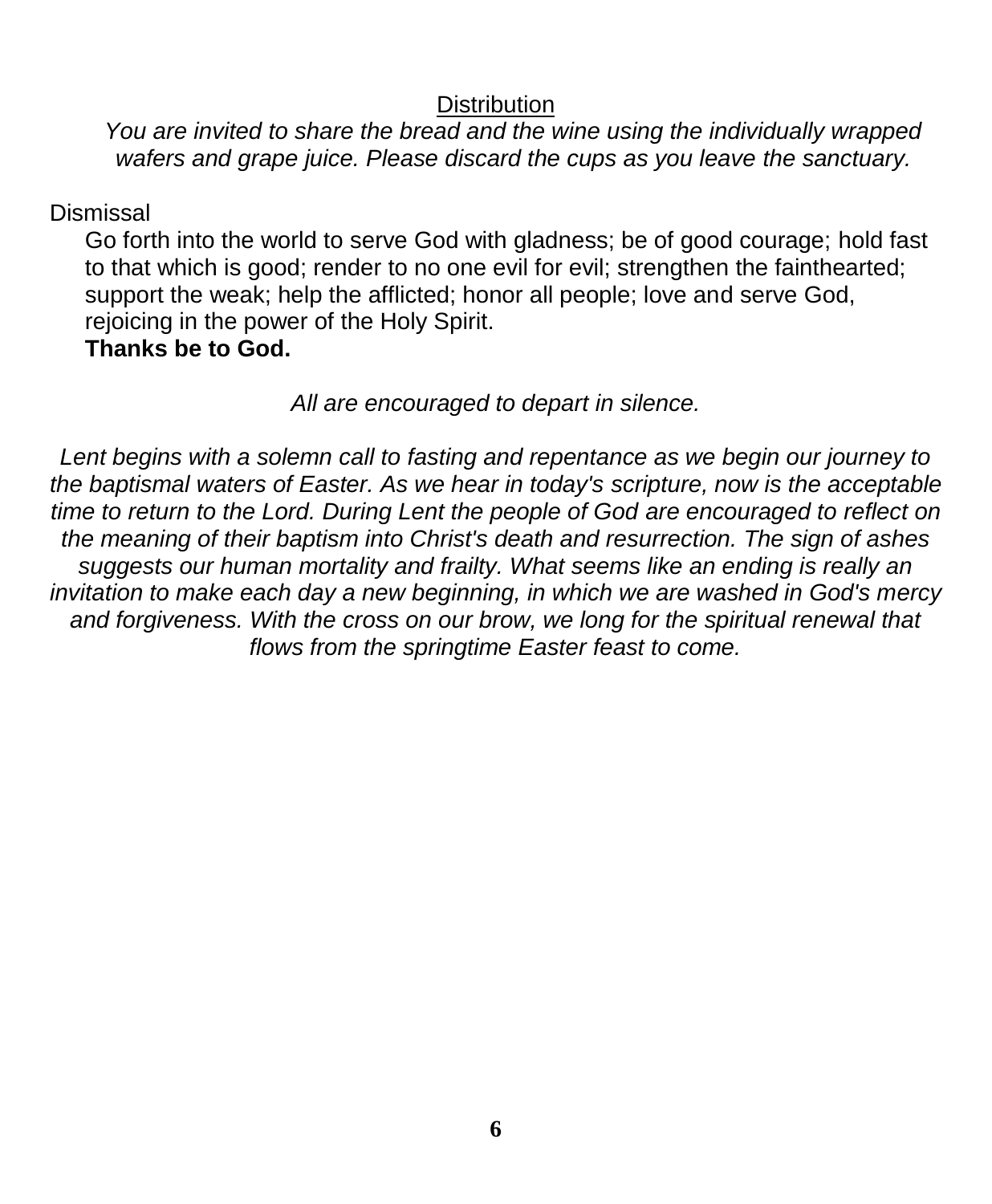Distribution

*You are invited to share the bread and the wine using the individually wrapped wafers and grape juice. Please discard the cups as you leave the sanctuary.*

Dismissal

Go forth into the world to serve God with gladness; be of good courage; hold fast to that which is good; render to no one evil for evil; strengthen the fainthearted; support the weak; help the afflicted; honor all people; love and serve God, rejoicing in the power of the Holy Spirit.
**Thanks be to God.**

*All are encouraged to depart in silence.*

*Lent begins with a solemn call to fasting and repentance as we begin our journey to the baptismal waters of Easter. As we hear in today's scripture, now is the acceptable time to return to the Lord. During Lent the people of God are encouraged to reflect on the meaning of their baptism into Christ's death and resurrection. The sign of ashes suggests our human mortality and frailty. What seems like an ending is really an invitation to make each day a new beginning, in which we are washed in God's mercy and forgiveness. With the cross on our brow, we long for the spiritual renewal that flows from the springtime Easter feast to come.*